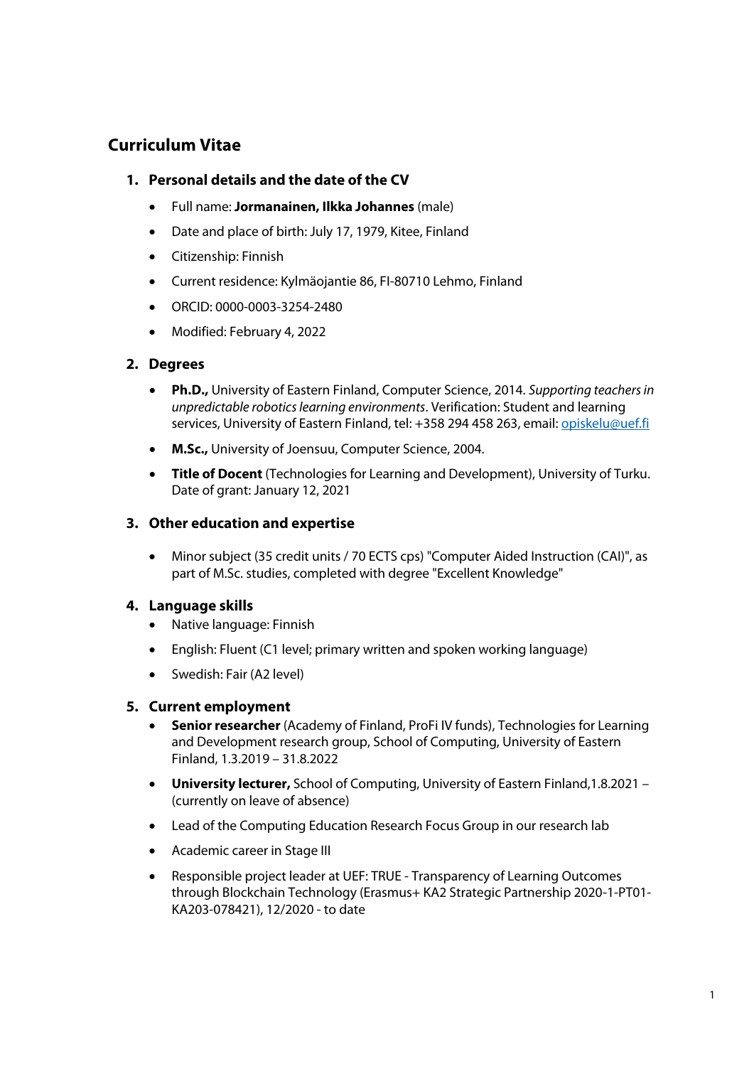# Curriculum Vitae

## 1. Personal details and the date of the CV

- Full name: **Jormanainen, Ilkka Johannes** (male)
- Date and place of birth: July 17, 1979, Kitee, Finland
- Citizenship: Finnish
- Current residence: Kylmäojantie 86, FI-80710 Lehmo, Finland
- ORCID: 0000-0003-3254-2480
- Modified: February 4, 2022

## 2. Degrees

- **Ph.D.,** University of Eastern Finland, Computer Science, 2014. *Supporting teachers in unpredictable robotics learning environments*. Verification: Student and learning services, University of Eastern Finland, tel: +358 294 458 263, email: opiskelu@uef.fi
- **M.Sc.,** University of Joensuu, Computer Science, 2004.
- **Title of Docent** (Technologies for Learning and Development), University of Turku. Date of grant: January 12, 2021

## 3. Other education and expertise

- Minor subject (35 credit units / 70 ECTS cps) "Computer Aided Instruction (CAI)", as part of M.Sc. studies, completed with degree "Excellent Knowledge"

## 4. Language skills

- Native language: Finnish
- English: Fluent (C1 level; primary written and spoken working language)
- Swedish: Fair (A2 level)

## 5. Current employment

- **Senior researcher** (Academy of Finland, ProFi IV funds), Technologies for Learning and Development research group, School of Computing, University of Eastern Finland, 1.3.2019 – 31.8.2022
- **University lecturer,** School of Computing, University of Eastern Finland,1.8.2021 – (currently on leave of absence)
- Lead of the Computing Education Research Focus Group in our research lab
- Academic career in Stage III
- Responsible project leader at UEF: TRUE - Transparency of Learning Outcomes through Blockchain Technology (Erasmus+ KA2 Strategic Partnership 2020-1-PT01-KA203-078421), 12/2020 - to date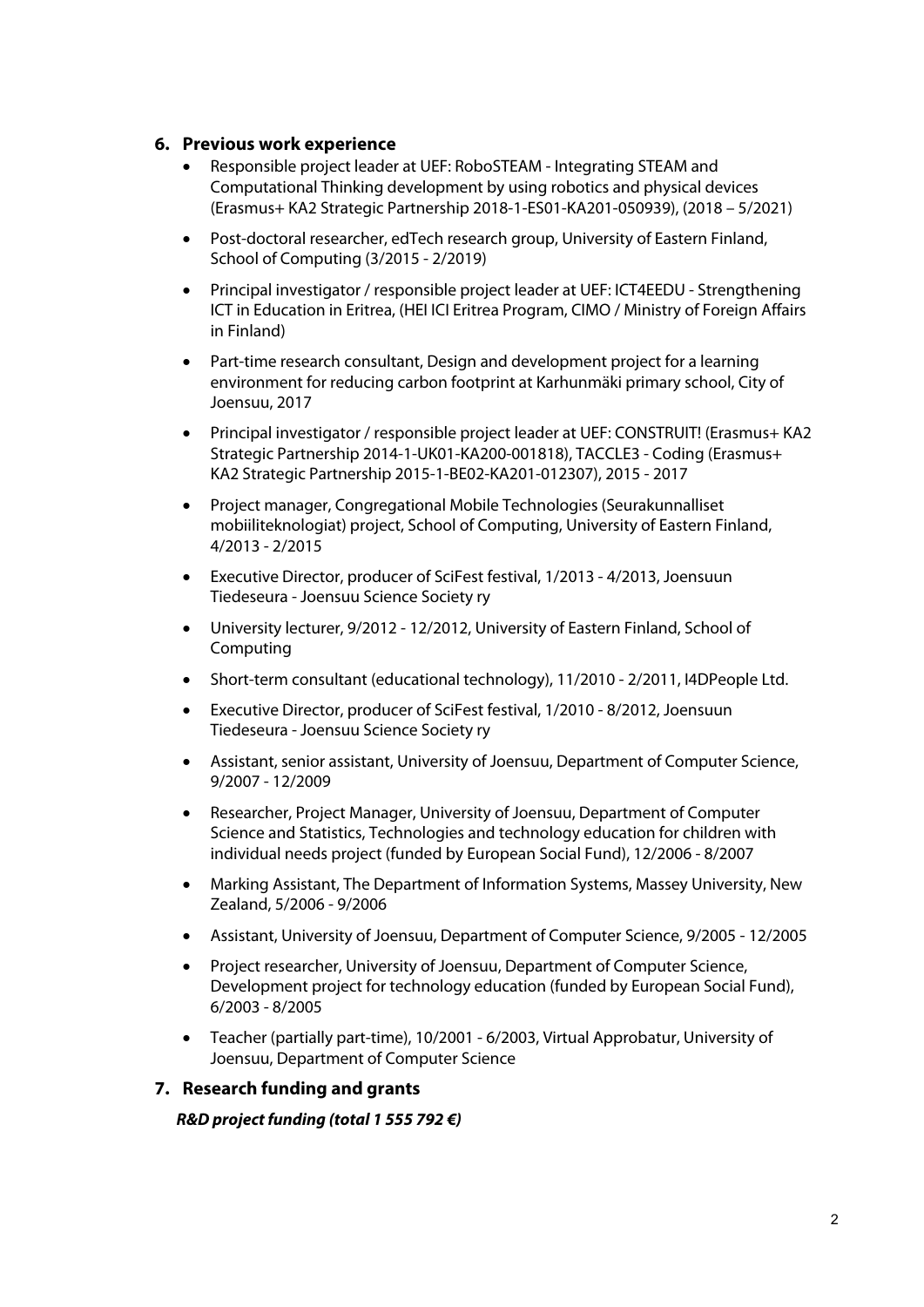## 6. Previous work experience

- Responsible project leader at UEF: RoboSTEAM - Integrating STEAM and Computational Thinking development by using robotics and physical devices (Erasmus+ KA2 Strategic Partnership 2018-1-ES01-KA201-050939), (2018 – 5/2021)
- Post-doctoral researcher, edTech research group, University of Eastern Finland, School of Computing (3/2015 - 2/2019)
- Principal investigator / responsible project leader at UEF: ICT4EEDU - Strengthening ICT in Education in Eritrea, (HEI ICI Eritrea Program, CIMO / Ministry of Foreign Affairs in Finland)
- Part-time research consultant, Design and development project for a learning environment for reducing carbon footprint at Karhunmäki primary school, City of Joensuu, 2017
- Principal investigator / responsible project leader at UEF: CONSTRUIT! (Erasmus+ KA2 Strategic Partnership 2014-1-UK01-KA200-001818), TACCLE3 - Coding (Erasmus+ KA2 Strategic Partnership 2015-1-BE02-KA201-012307), 2015 - 2017
- Project manager, Congregational Mobile Technologies (Seurakunnalliset mobiiliteknologiat) project, School of Computing, University of Eastern Finland, 4/2013 - 2/2015
- Executive Director, producer of SciFest festival, 1/2013 - 4/2013, Joensuun Tiedeseura - Joensuu Science Society ry
- University lecturer, 9/2012 - 12/2012, University of Eastern Finland, School of Computing
- Short-term consultant (educational technology), 11/2010 - 2/2011, I4DPeople Ltd.
- Executive Director, producer of SciFest festival, 1/2010 - 8/2012, Joensuun Tiedeseura - Joensuu Science Society ry
- Assistant, senior assistant, University of Joensuu, Department of Computer Science, 9/2007 - 12/2009
- Researcher, Project Manager, University of Joensuu, Department of Computer Science and Statistics, Technologies and technology education for children with individual needs project (funded by European Social Fund), 12/2006 - 8/2007
- Marking Assistant, The Department of Information Systems, Massey University, New Zealand, 5/2006 - 9/2006
- Assistant, University of Joensuu, Department of Computer Science, 9/2005 - 12/2005
- Project researcher, University of Joensuu, Department of Computer Science, Development project for technology education (funded by European Social Fund), 6/2003 - 8/2005
- Teacher (partially part-time), 10/2001 - 6/2003, Virtual Approbatur, University of Joensuu, Department of Computer Science

## 7. Research funding and grants

***R&D project funding (total 1 555 792 €)***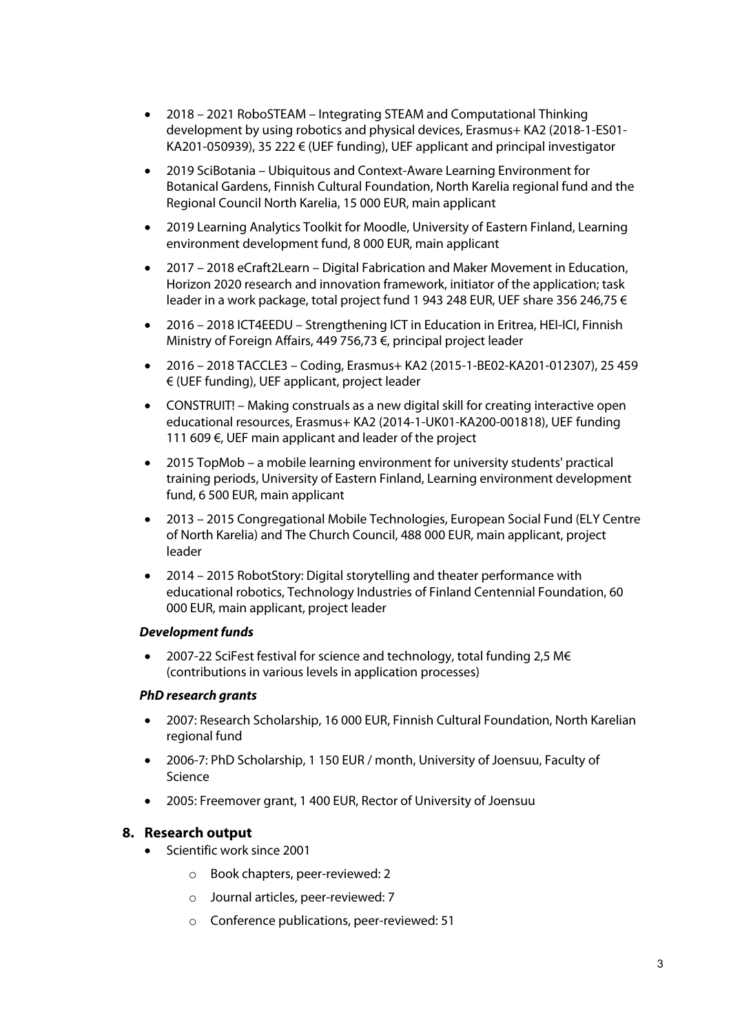- 2018 – 2021 RoboSTEAM – Integrating STEAM and Computational Thinking development by using robotics and physical devices, Erasmus+ KA2 (2018-1-ES01-KA201-050939), 35 222 € (UEF funding), UEF applicant and principal investigator
- 2019 SciBotania – Ubiquitous and Context-Aware Learning Environment for Botanical Gardens, Finnish Cultural Foundation, North Karelia regional fund and the Regional Council North Karelia, 15 000 EUR, main applicant
- 2019 Learning Analytics Toolkit for Moodle, University of Eastern Finland, Learning environment development fund, 8 000 EUR, main applicant
- 2017 – 2018 eCraft2Learn – Digital Fabrication and Maker Movement in Education, Horizon 2020 research and innovation framework, initiator of the application; task leader in a work package, total project fund 1 943 248 EUR, UEF share 356 246,75 €
- 2016 – 2018 ICT4EEDU – Strengthening ICT in Education in Eritrea, HEI-ICI, Finnish Ministry of Foreign Affairs, 449 756,73 €, principal project leader
- 2016 – 2018 TACCLE3 – Coding, Erasmus+ KA2 (2015-1-BE02-KA201-012307), 25 459 € (UEF funding), UEF applicant, project leader
- CONSTRUIT! – Making construals as a new digital skill for creating interactive open educational resources, Erasmus+ KA2 (2014-1-UK01-KA200-001818), UEF funding 111 609 €, UEF main applicant and leader of the project
- 2015 TopMob – a mobile learning environment for university students' practical training periods, University of Eastern Finland, Learning environment development fund, 6 500 EUR, main applicant
- 2013 – 2015 Congregational Mobile Technologies, European Social Fund (ELY Centre of North Karelia) and The Church Council, 488 000 EUR, main applicant, project leader
- 2014 – 2015 RobotStory: Digital storytelling and theater performance with educational robotics, Technology Industries of Finland Centennial Foundation, 60 000 EUR, main applicant, project leader

***Development funds***

- 2007-22 SciFest festival for science and technology, total funding 2,5 M€ (contributions in various levels in application processes)

***PhD research grants***

- 2007: Research Scholarship, 16 000 EUR, Finnish Cultural Foundation, North Karelian regional fund
- 2006-7: PhD Scholarship, 1 150 EUR / month, University of Joensuu, Faculty of Science
- 2005: Freemover grant, 1 400 EUR, Rector of University of Joensuu

## 8. Research output

- Scientific work since 2001
  - Book chapters, peer-reviewed: 2
  - Journal articles, peer-reviewed: 7
  - Conference publications, peer-reviewed: 51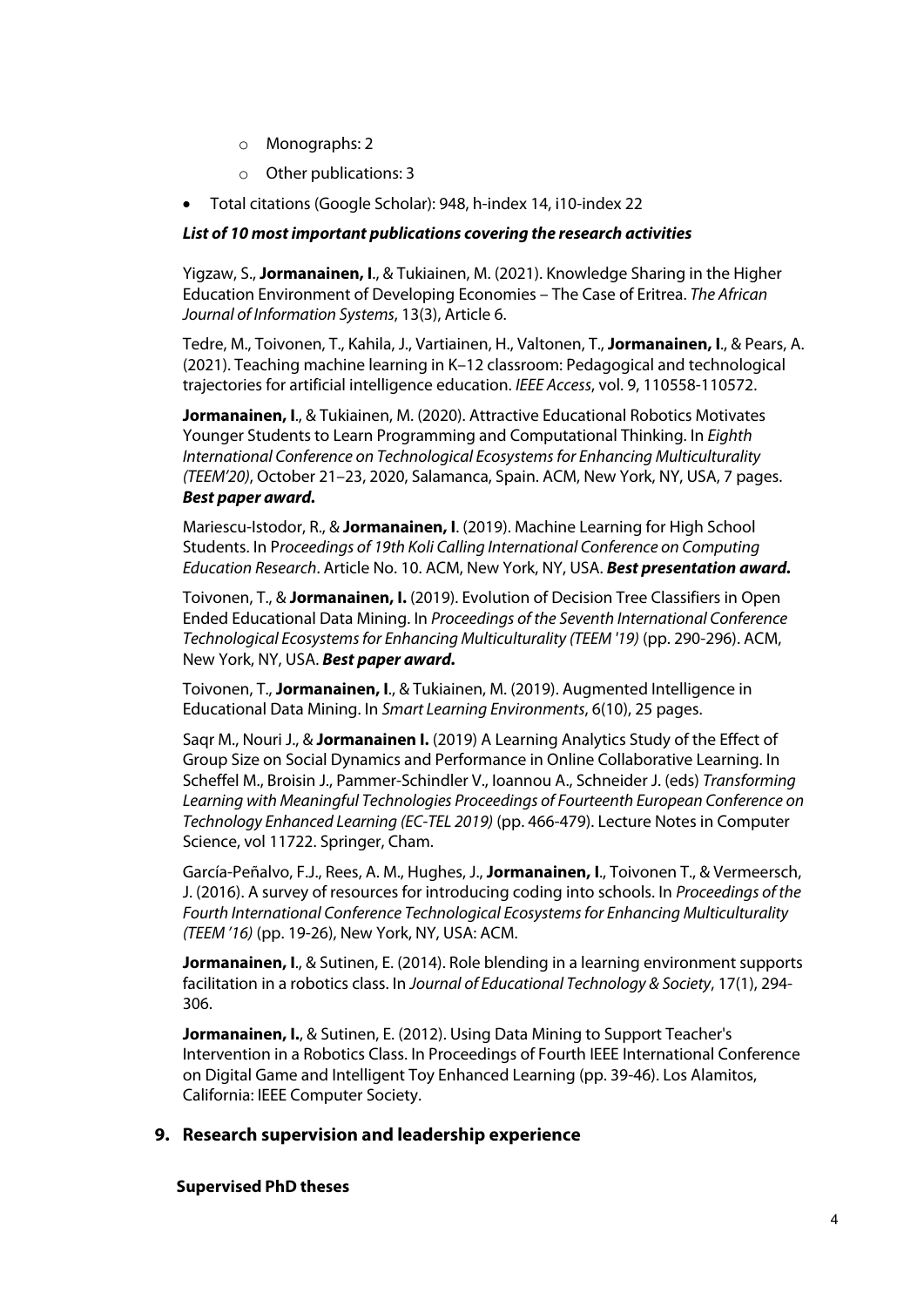- Monographs: 2
  - Other publications: 3
- Total citations (Google Scholar): 948, h-index 14, i10-index 22

***List of 10 most important publications covering the research activities***

Yigzaw, S., **Jormanainen, I**., & Tukiainen, M. (2021). Knowledge Sharing in the Higher Education Environment of Developing Economies – The Case of Eritrea. *The African Journal of Information Systems*, 13(3), Article 6.

Tedre, M., Toivonen, T., Kahila, J., Vartiainen, H., Valtonen, T., **Jormanainen, I**., & Pears, A. (2021). Teaching machine learning in K–12 classroom: Pedagogical and technological trajectories for artificial intelligence education. *IEEE Access*, vol. 9, 110558-110572.

**Jormanainen, I**., & Tukiainen, M. (2020). Attractive Educational Robotics Motivates Younger Students to Learn Programming and Computational Thinking. In *Eighth International Conference on Technological Ecosystems for Enhancing Multiculturality (TEEM'20)*, October 21–23, 2020, Salamanca, Spain. ACM, New York, NY, USA, 7 pages. ***Best paper award.***

Mariescu-Istodor, R., & **Jormanainen, I**. (2019). Machine Learning for High School Students. In P*roceedings of 19th Koli Calling International Conference on Computing Education Research*. Article No. 10. ACM, New York, NY, USA. ***Best presentation award.***

Toivonen, T., & **Jormanainen, I.** (2019). Evolution of Decision Tree Classifiers in Open Ended Educational Data Mining. In *Proceedings of the Seventh International Conference Technological Ecosystems for Enhancing Multiculturality (TEEM '19)* (pp. 290-296). ACM, New York, NY, USA. ***Best paper award.***

Toivonen, T., **Jormanainen, I**., & Tukiainen, M. (2019). Augmented Intelligence in Educational Data Mining. In *Smart Learning Environments*, 6(10), 25 pages.

Saqr M., Nouri J., & **Jormanainen I.** (2019) A Learning Analytics Study of the Effect of Group Size on Social Dynamics and Performance in Online Collaborative Learning. In Scheffel M., Broisin J., Pammer-Schindler V., Ioannou A., Schneider J. (eds) *Transforming Learning with Meaningful Technologies Proceedings of Fourteenth European Conference on Technology Enhanced Learning (EC-TEL 2019)* (pp. 466-479). Lecture Notes in Computer Science, vol 11722. Springer, Cham.

García-Peñalvo, F.J., Rees, A. M., Hughes, J., **Jormanainen, I**., Toivonen T., & Vermeersch, J. (2016). A survey of resources for introducing coding into schools. In *Proceedings of the Fourth International Conference Technological Ecosystems for Enhancing Multiculturality (TEEM '16)* (pp. 19-26), New York, NY, USA: ACM.

**Jormanainen, I**., & Sutinen, E. (2014). Role blending in a learning environment supports facilitation in a robotics class. In *Journal of Educational Technology & Society*, 17(1), 294-306.

**Jormanainen, I.**, & Sutinen, E. (2012). Using Data Mining to Support Teacher's Intervention in a Robotics Class. In Proceedings of Fourth IEEE International Conference on Digital Game and Intelligent Toy Enhanced Learning (pp. 39-46). Los Alamitos, California: IEEE Computer Society.

## 9. Research supervision and leadership experience

**Supervised PhD theses**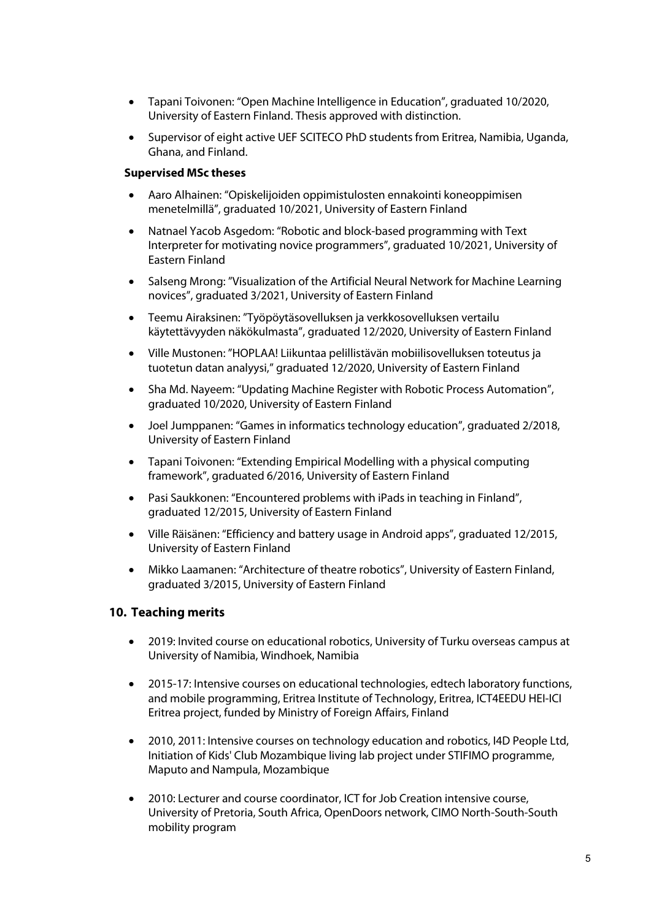- Tapani Toivonen: “Open Machine Intelligence in Education”, graduated 10/2020, University of Eastern Finland. Thesis approved with distinction.
- Supervisor of eight active UEF SCITECO PhD students from Eritrea, Namibia, Uganda, Ghana, and Finland.

**Supervised MSc theses**

- Aaro Alhainen: “Opiskelijoiden oppimistulosten ennakointi koneoppimisen menetelmillä”, graduated 10/2021, University of Eastern Finland
- Natnael Yacob Asgedom: “Robotic and block-based programming with Text Interpreter for motivating novice programmers”, graduated 10/2021, University of Eastern Finland
- Salseng Mrong: ”Visualization of the Artificial Neural Network for Machine Learning novices”, graduated 3/2021, University of Eastern Finland
- Teemu Airaksinen: ”Työpöytäsovelluksen ja verkkosovelluksen vertailu käytettävyyden näkökulmasta”, graduated 12/2020, University of Eastern Finland
- Ville Mustonen: ”HOPLAA! Liikuntaa pelillistävän mobiilisovelluksen toteutus ja tuotetun datan analyysi,” graduated 12/2020, University of Eastern Finland
- Sha Md. Nayeem: “Updating Machine Register with Robotic Process Automation”, graduated 10/2020, University of Eastern Finland
- Joel Jumppanen: “Games in informatics technology education”, graduated 2/2018, University of Eastern Finland
- Tapani Toivonen: “Extending Empirical Modelling with a physical computing framework”, graduated 6/2016, University of Eastern Finland
- Pasi Saukkonen: “Encountered problems with iPads in teaching in Finland”, graduated 12/2015, University of Eastern Finland
- Ville Räisänen: “Efficiency and battery usage in Android apps”, graduated 12/2015, University of Eastern Finland
- Mikko Laamanen: “Architecture of theatre robotics”, University of Eastern Finland, graduated 3/2015, University of Eastern Finland

## 10. Teaching merits

- 2019: Invited course on educational robotics, University of Turku overseas campus at University of Namibia, Windhoek, Namibia
- 2015-17: Intensive courses on educational technologies, edtech laboratory functions, and mobile programming, Eritrea Institute of Technology, Eritrea, ICT4EEDU HEI-ICI Eritrea project, funded by Ministry of Foreign Affairs, Finland
- 2010, 2011: Intensive courses on technology education and robotics, I4D People Ltd, Initiation of Kids' Club Mozambique living lab project under STIFIMO programme, Maputo and Nampula, Mozambique
- 2010: Lecturer and course coordinator, ICT for Job Creation intensive course, University of Pretoria, South Africa, OpenDoors network, CIMO North-South-South mobility program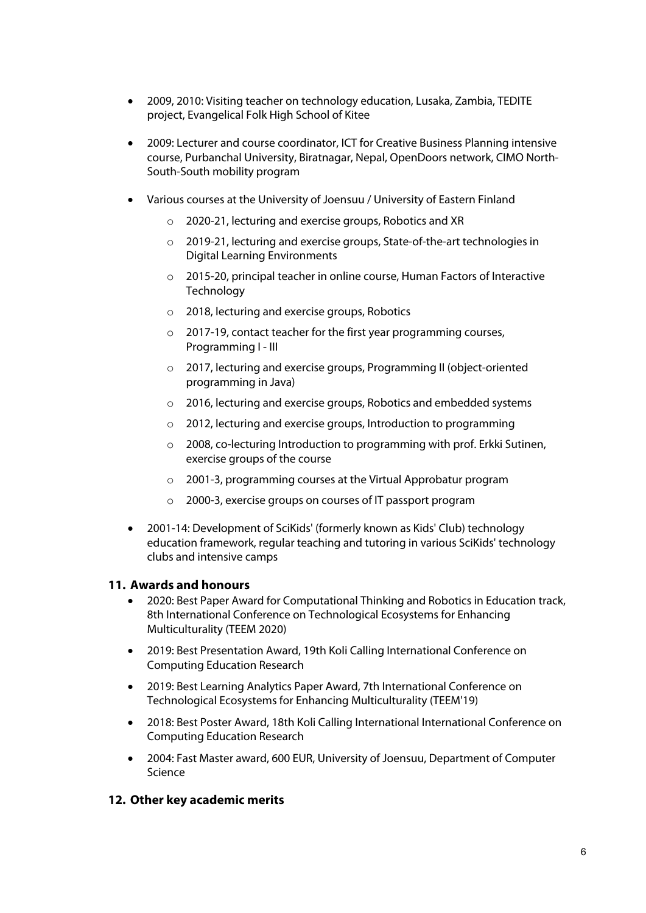- 2009, 2010: Visiting teacher on technology education, Lusaka, Zambia, TEDITE project, Evangelical Folk High School of Kitee

- 2009: Lecturer and course coordinator, ICT for Creative Business Planning intensive course, Purbanchal University, Biratnagar, Nepal, OpenDoors network, CIMO North-South-South mobility program

- Various courses at the University of Joensuu / University of Eastern Finland
  - 2020-21, lecturing and exercise groups, Robotics and XR
  - 2019-21, lecturing and exercise groups, State-of-the-art technologies in Digital Learning Environments
  - 2015-20, principal teacher in online course, Human Factors of Interactive Technology
  - 2018, lecturing and exercise groups, Robotics
  - 2017-19, contact teacher for the first year programming courses, Programming I - III
  - 2017, lecturing and exercise groups, Programming II (object-oriented programming in Java)
  - 2016, lecturing and exercise groups, Robotics and embedded systems
  - 2012, lecturing and exercise groups, Introduction to programming
  - 2008, co-lecturing Introduction to programming with prof. Erkki Sutinen, exercise groups of the course
  - 2001-3, programming courses at the Virtual Approbatur program
  - 2000-3, exercise groups on courses of IT passport program

- 2001-14: Development of SciKids' (formerly known as Kids' Club) technology education framework, regular teaching and tutoring in various SciKids' technology clubs and intensive camps

## 11. Awards and honours

- 2020: Best Paper Award for Computational Thinking and Robotics in Education track, 8th International Conference on Technological Ecosystems for Enhancing Multiculturality (TEEM 2020)

- 2019: Best Presentation Award, 19th Koli Calling International Conference on Computing Education Research

- 2019: Best Learning Analytics Paper Award, 7th International Conference on Technological Ecosystems for Enhancing Multiculturality (TEEM'19)

- 2018: Best Poster Award, 18th Koli Calling International International Conference on Computing Education Research

- 2004: Fast Master award, 600 EUR, University of Joensuu, Department of Computer Science

## 12. Other key academic merits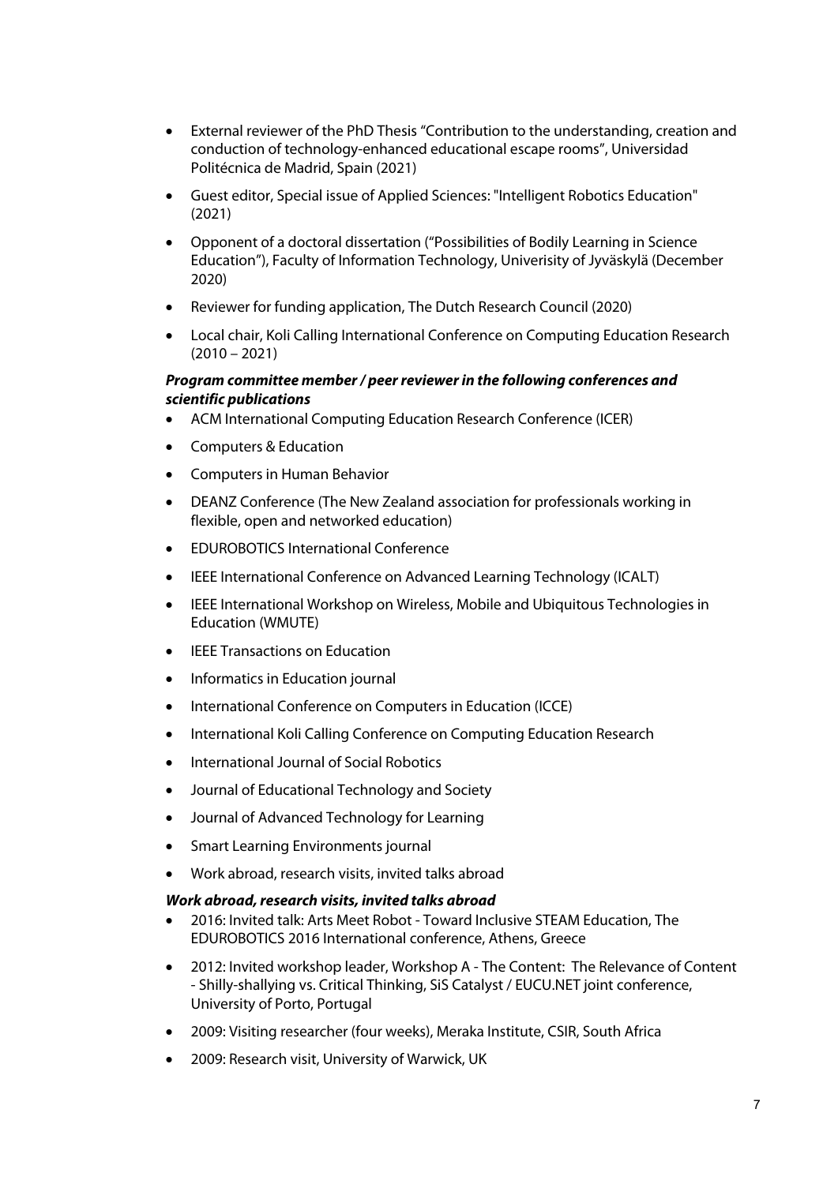- External reviewer of the PhD Thesis “Contribution to the understanding, creation and conduction of technology-enhanced educational escape rooms”, Universidad Politécnica de Madrid, Spain (2021)
- Guest editor, Special issue of Applied Sciences: "Intelligent Robotics Education" (2021)
- Opponent of a doctoral dissertation (“Possibilities of Bodily Learning in Science Education”), Faculty of Information Technology, Univerisity of Jyväskylä (December 2020)
- Reviewer for funding application, The Dutch Research Council (2020)
- Local chair, Koli Calling International Conference on Computing Education Research (2010 – 2021)

***Program committee member / peer reviewer in the following conferences and scientific publications***

- ACM International Computing Education Research Conference (ICER)
- Computers & Education
- Computers in Human Behavior
- DEANZ Conference (The New Zealand association for professionals working in flexible, open and networked education)
- EDUROBOTICS International Conference
- IEEE International Conference on Advanced Learning Technology (ICALT)
- IEEE International Workshop on Wireless, Mobile and Ubiquitous Technologies in Education (WMUTE)
- IEEE Transactions on Education
- Informatics in Education journal
- International Conference on Computers in Education (ICCE)
- International Koli Calling Conference on Computing Education Research
- International Journal of Social Robotics
- Journal of Educational Technology and Society
- Journal of Advanced Technology for Learning
- Smart Learning Environments journal
- Work abroad, research visits, invited talks abroad

***Work abroad, research visits, invited talks abroad***

- 2016: Invited talk: Arts Meet Robot - Toward Inclusive STEAM Education, The EDUROBOTICS 2016 International conference, Athens, Greece
- 2012: Invited workshop leader, Workshop A - The Content: The Relevance of Content - Shilly-shallying vs. Critical Thinking, SiS Catalyst / EUCU.NET joint conference, University of Porto, Portugal
- 2009: Visiting researcher (four weeks), Meraka Institute, CSIR, South Africa
- 2009: Research visit, University of Warwick, UK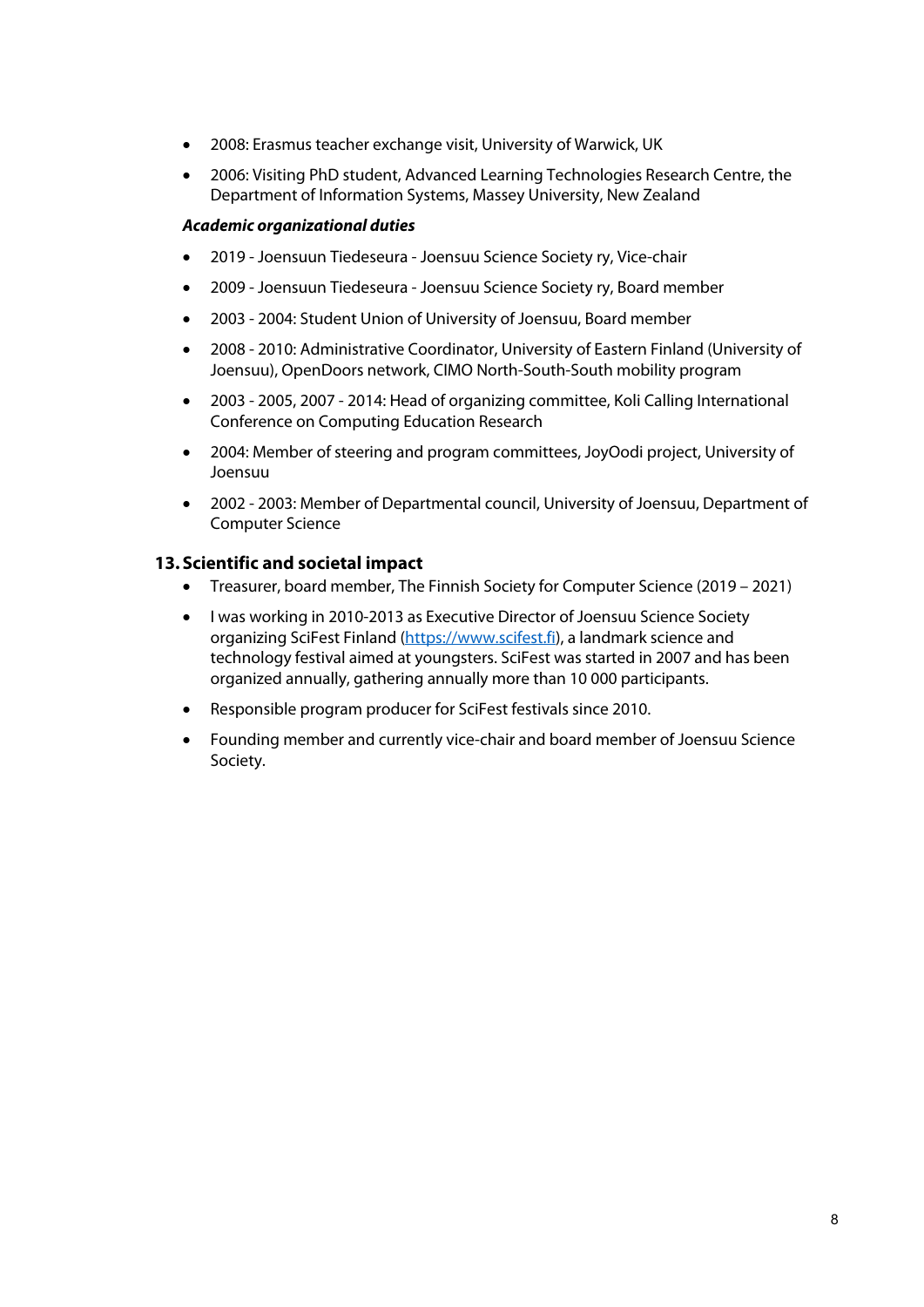- 2008: Erasmus teacher exchange visit, University of Warwick, UK
- 2006: Visiting PhD student, Advanced Learning Technologies Research Centre, the Department of Information Systems, Massey University, New Zealand

***Academic organizational duties***

- 2019 - Joensuun Tiedeseura - Joensuu Science Society ry, Vice-chair
- 2009 - Joensuun Tiedeseura - Joensuu Science Society ry, Board member
- 2003 - 2004: Student Union of University of Joensuu, Board member
- 2008 - 2010: Administrative Coordinator, University of Eastern Finland (University of Joensuu), OpenDoors network, CIMO North-South-South mobility program
- 2003 - 2005, 2007 - 2014: Head of organizing committee, Koli Calling International Conference on Computing Education Research
- 2004: Member of steering and program committees, JoyOodi project, University of Joensuu
- 2002 - 2003: Member of Departmental council, University of Joensuu, Department of Computer Science

## 13. Scientific and societal impact

- Treasurer, board member, The Finnish Society for Computer Science (2019 – 2021)
- I was working in 2010-2013 as Executive Director of Joensuu Science Society organizing SciFest Finland (https://www.scifest.fi), a landmark science and technology festival aimed at youngsters. SciFest was started in 2007 and has been organized annually, gathering annually more than 10 000 participants.
- Responsible program producer for SciFest festivals since 2010.
- Founding member and currently vice-chair and board member of Joensuu Science Society.